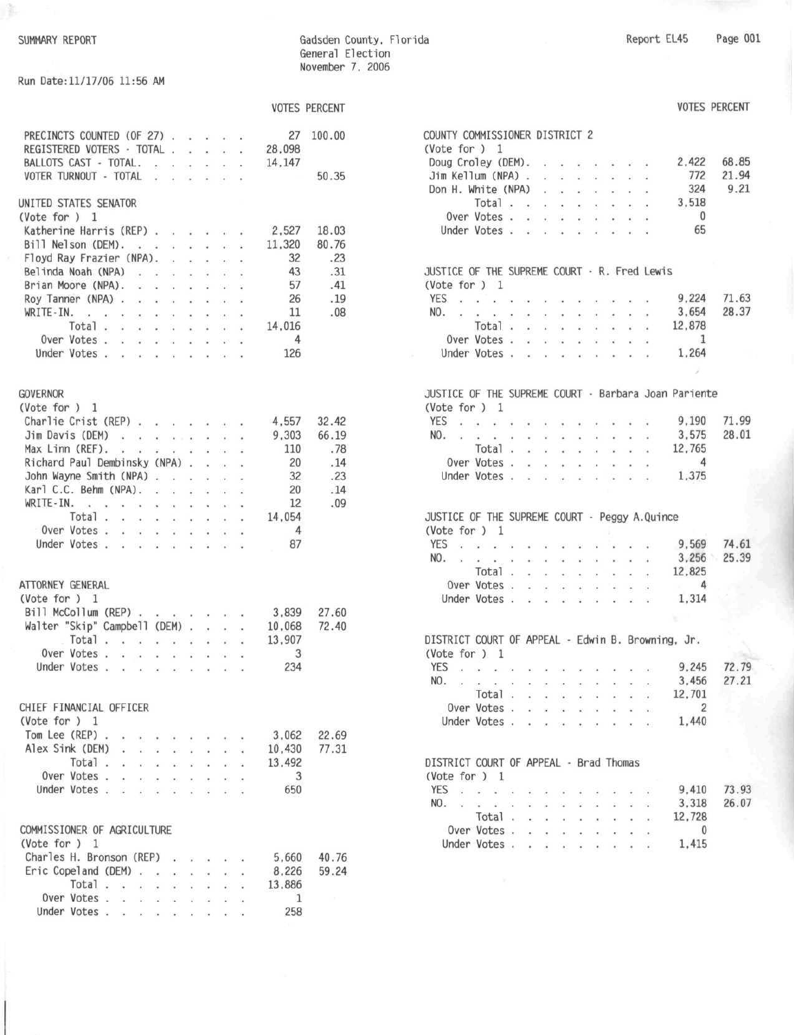SUMMARY REPORT

Gadsden County, Florida
General Election
November 7, 2006

Report EL45

Run Date:11/17/06 11:56 AM

| | VOTES | PERCENT |
|---|---|---|
| PRECINCTS COUNTED (OF 27) | 27 | 100.00 |
| REGISTERED VOTERS - TOTAL | 28,098 | |
| BALLOTS CAST - TOTAL. | 14,147 | |
| VOTER TURNOUT - TOTAL | | 50.35 |

**UNITED STATES SENATOR**
(Vote for ) 1

| | VOTES | PERCENT |
|---|---|---|
| Katherine Harris (REP) | 2,527 | 18.03 |
| Bill Nelson (DEM). | 11,320 | 80.76 |
| Floyd Ray Frazier (NPA). | 32 | .23 |
| Belinda Noah (NPA) | 43 | .31 |
| Brian Moore (NPA). | 57 | .41 |
| Roy Tanner (NPA) | 26 | .19 |
| WRITE-IN. | 11 | .08 |
| Total | 14,016 | |
| Over Votes | 4 | |
| Under Votes | 126 | |

**GOVERNOR**
(Vote for ) 1

| | VOTES | PERCENT |
|---|---|---|
| Charlie Crist (REP) | 4,557 | 32.42 |
| Jim Davis (DEM) | 9,303 | 66.19 |
| Max Linn (REF). | 110 | .78 |
| Richard Paul Dembinsky (NPA) | 20 | .14 |
| John Wayne Smith (NPA) | 32 | .23 |
| Karl C.C. Behm (NPA). | 20 | .14 |
| WRITE-IN. | 12 | .09 |
| Total | 14,054 | |
| Over Votes | 4 | |
| Under Votes | 87 | |

**ATTORNEY GENERAL**
(Vote for ) 1

| | VOTES | PERCENT |
|---|---|---|
| Bill McCollum (REP) | 3,839 | 27.60 |
| Walter "Skip" Campbell (DEM) | 10,068 | 72.40 |
| Total | 13,907 | |
| Over Votes | 3 | |
| Under Votes | 234 | |

**CHIEF FINANCIAL OFFICER**
(Vote for ) 1

| | VOTES | PERCENT |
|---|---|---|
| Tom Lee (REP) | 3,062 | 22.69 |
| Alex Sink (DEM) | 10,430 | 77.31 |
| Total | 13,492 | |
| Over Votes | 3 | |
| Under Votes | 650 | |

**COMMISSIONER OF AGRICULTURE**
(Vote for ) 1

| | VOTES | PERCENT |
|---|---|---|
| Charles H. Bronson (REP) | 5,660 | 40.76 |
| Eric Copeland (DEM) | 8,226 | 59.24 |
| Total | 13,886 | |
| Over Votes | 1 | |
| Under Votes | 258 | |

**COUNTY COMMISSIONER DISTRICT 2**
(Vote for ) 1

| | VOTES | PERCENT |
|---|---|---|
| Doug Croley (DEM). | 2,422 | 68.85 |
| Jim Kellum (NPA) | 772 | 21.94 |
| Don H. White (NPA) | 324 | 9.21 |
| Total | 3,518 | |
| Over Votes | 0 | |
| Under Votes | 65 | |

**JUSTICE OF THE SUPREME COURT - R. Fred Lewis**
(Vote for ) 1

| | VOTES | PERCENT |
|---|---|---|
| YES | 9,224 | 71.63 |
| NO. | 3,654 | 28.37 |
| Total | 12,878 | |
| Over Votes | 1 | |
| Under Votes | 1,264 | |

**JUSTICE OF THE SUPREME COURT - Barbara Joan Pariente**
(Vote for ) 1

| | VOTES | PERCENT |
|---|---|---|
| YES | 9,190 | 71.99 |
| NO. | 3,575 | 28.01 |
| Total | 12,765 | |
| Over Votes | 4 | |
| Under Votes | 1,375 | |

**JUSTICE OF THE SUPREME COURT - Peggy A.Quince**
(Vote for ) 1

| | VOTES | PERCENT |
|---|---|---|
| YES | 9,569 | 74.61 |
| NO. | 3,256 | 25.39 |
| Total | 12,825 | |
| Over Votes | 4 | |
| Under Votes | 1,314 | |

**DISTRICT COURT OF APPEAL - Edwin B. Browning, Jr.**
(Vote for ) 1

| | VOTES | PERCENT |
|---|---|---|
| YES | 9,245 | 72.79 |
| NO. | 3,456 | 27.21 |
| Total | 12,701 | |
| Over Votes | 2 | |
| Under Votes | 1,440 | |

**DISTRICT COURT OF APPEAL - Brad Thomas**
(Vote for ) 1

| | VOTES | PERCENT |
|---|---|---|
| YES | 9,410 | 73.93 |
| NO. | 3,318 | 26.07 |
| Total | 12,728 | |
| Over Votes | 0 | |
| Under Votes | 1,415 | |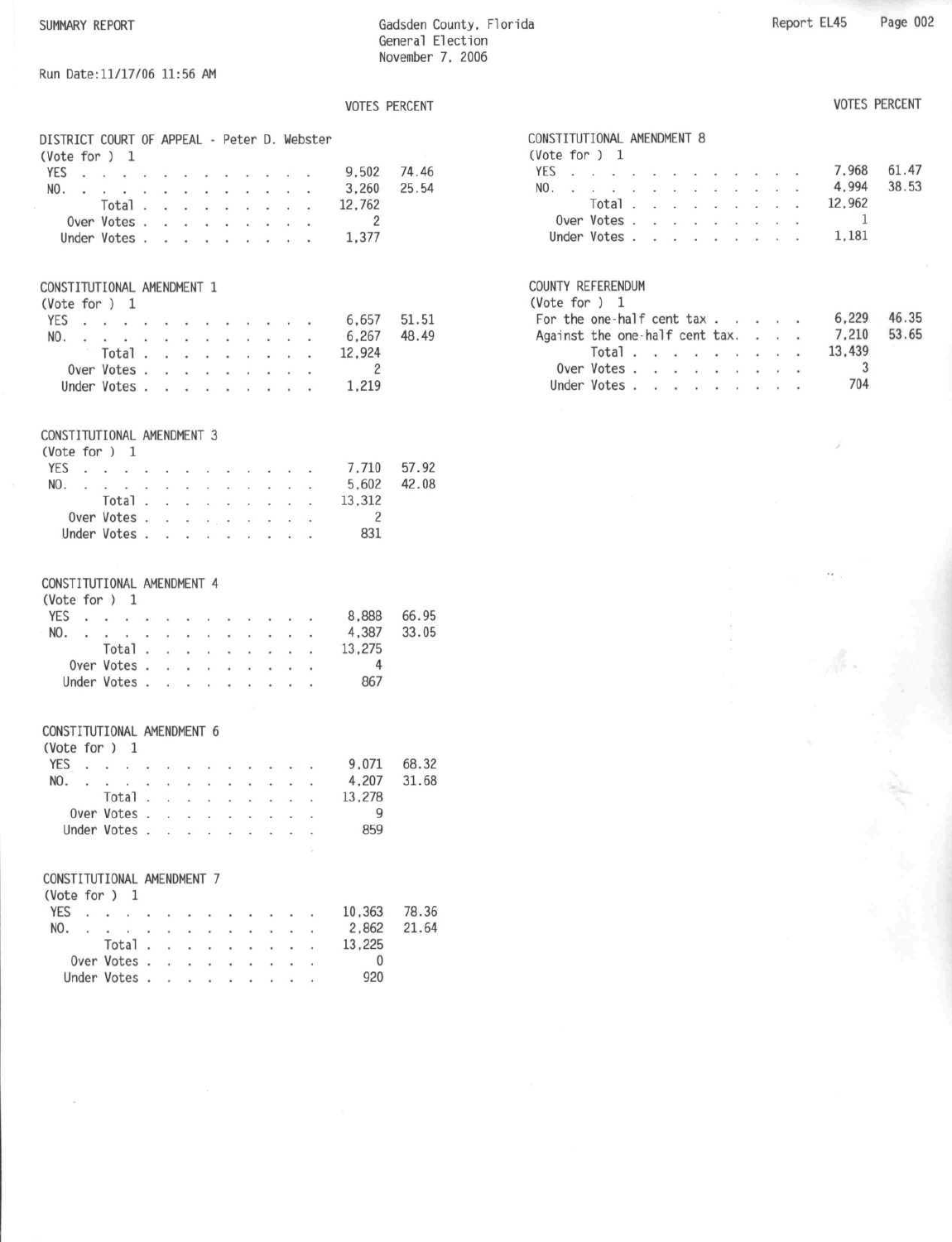SUMMARY REPORT

Gadsden County, Florida
General Election
November 7, 2006

Run Date:11/17/06 11:56 AM

### DISTRICT COURT OF APPEAL - Peter D. Webster
(Vote for ) 1

| | VOTES | PERCENT |
|---|---|---|
| YES | 9,502 | 74.46 |
| NO. | 3,260 | 25.54 |
| Total | 12,762 | |
| Over Votes | 2 | |
| Under Votes | 1,377 | |

### CONSTITUTIONAL AMENDMENT 1
(Vote for ) 1

| | VOTES | PERCENT |
|---|---|---|
| YES | 6,657 | 51.51 |
| NO. | 6,267 | 48.49 |
| Total | 12,924 | |
| Over Votes | 2 | |
| Under Votes | 1,219 | |

### CONSTITUTIONAL AMENDMENT 3
(Vote for ) 1

| | VOTES | PERCENT |
|---|---|---|
| YES | 7,710 | 57.92 |
| NO. | 5,602 | 42.08 |
| Total | 13,312 | |
| Over Votes | 2 | |
| Under Votes | 831 | |

### CONSTITUTIONAL AMENDMENT 4
(Vote for ) 1

| | VOTES | PERCENT |
|---|---|---|
| YES | 8,888 | 66.95 |
| NO. | 4,387 | 33.05 |
| Total | 13,275 | |
| Over Votes | 4 | |
| Under Votes | 867 | |

### CONSTITUTIONAL AMENDMENT 6
(Vote for ) 1

| | VOTES | PERCENT |
|---|---|---|
| YES | 9,071 | 68.32 |
| NO. | 4,207 | 31.68 |
| Total | 13,278 | |
| Over Votes | 9 | |
| Under Votes | 859 | |

### CONSTITUTIONAL AMENDMENT 7
(Vote for ) 1

| | VOTES | PERCENT |
|---|---|---|
| YES | 10,363 | 78.36 |
| NO. | 2,862 | 21.64 |
| Total | 13,225 | |
| Over Votes | 0 | |
| Under Votes | 920 | |

### CONSTITUTIONAL AMENDMENT 8
(Vote for ) 1

| | VOTES | PERCENT |
|---|---|---|
| YES | 7,968 | 61.47 |
| NO. | 4,994 | 38.53 |
| Total | 12,962 | |
| Over Votes | 1 | |
| Under Votes | 1,181 | |

### COUNTY REFERENDUM
(Vote for ) 1

| | VOTES | PERCENT |
|---|---|---|
| For the one-half cent tax | 6,229 | 46.35 |
| Against the one-half cent tax. | 7,210 | 53.65 |
| Total | 13,439 | |
| Over Votes | 3 | |
| Under Votes | 704 | |